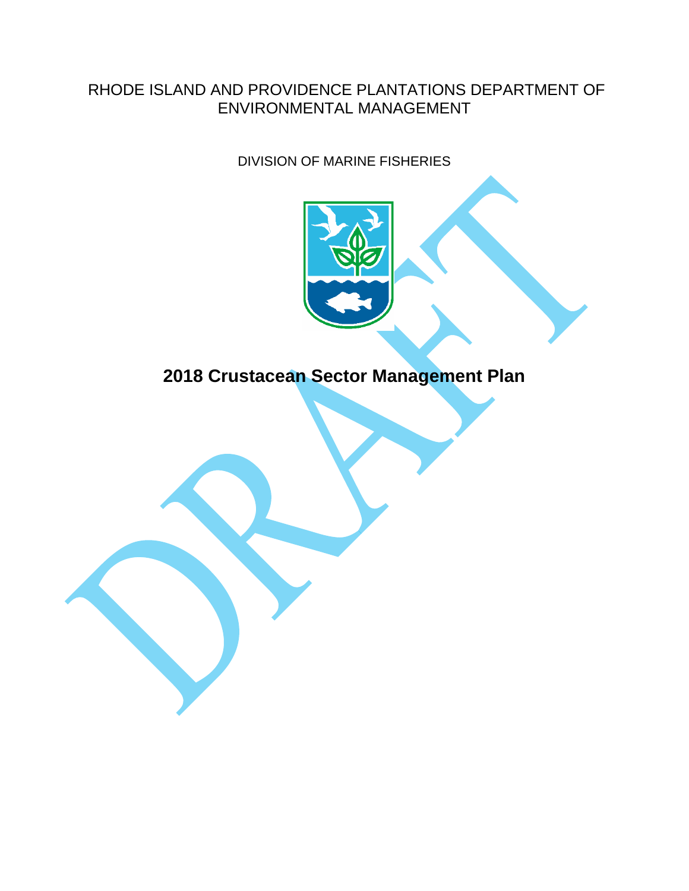RHODE ISLAND AND PROVIDENCE PLANTATIONS DEPARTMENT OF ENVIRONMENTAL MANAGEMENT

DIVISION OF MARINE FISHERIES

# 2018 Crustacean Sector Management Plan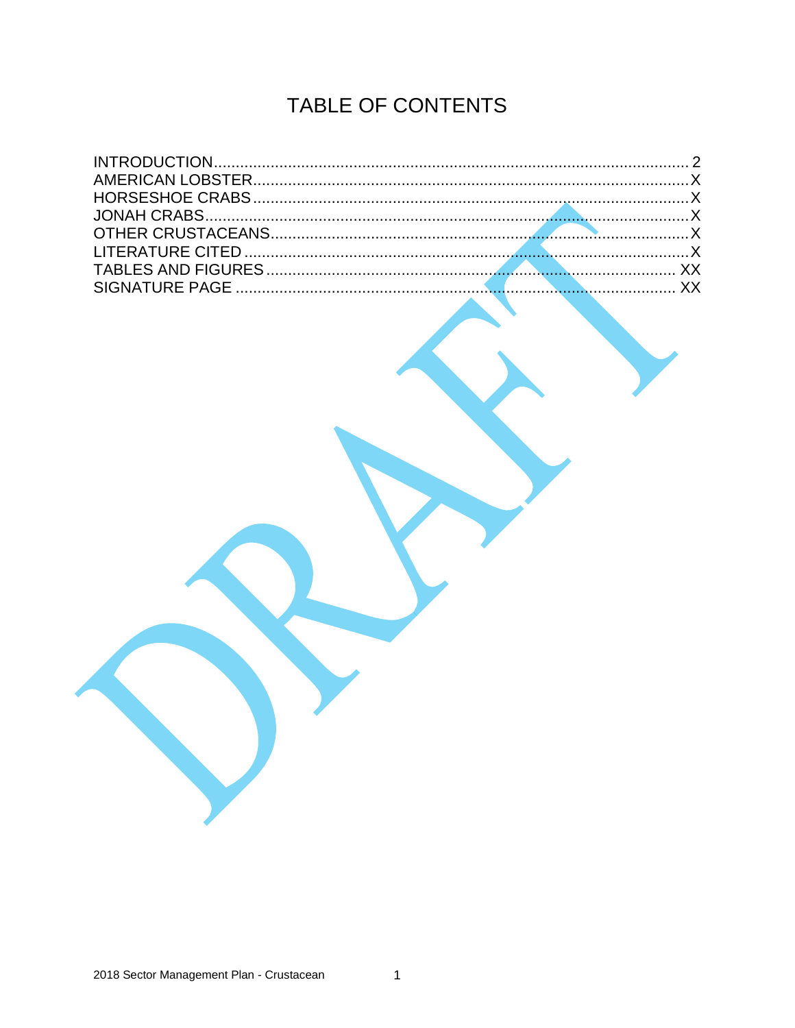# TABLE OF CONTENTS

| Section | Page |
|---|---|
| INTRODUCTION | 2 |
| AMERICAN LOBSTER | X |
| HORSESHOE CRABS | X |
| JONAH CRABS | X |
| OTHER CRUSTACEANS | X |
| LITERATURE CITED | X |
| TABLES AND FIGURES | XX |
| SIGNATURE PAGE | XX |

DRAFT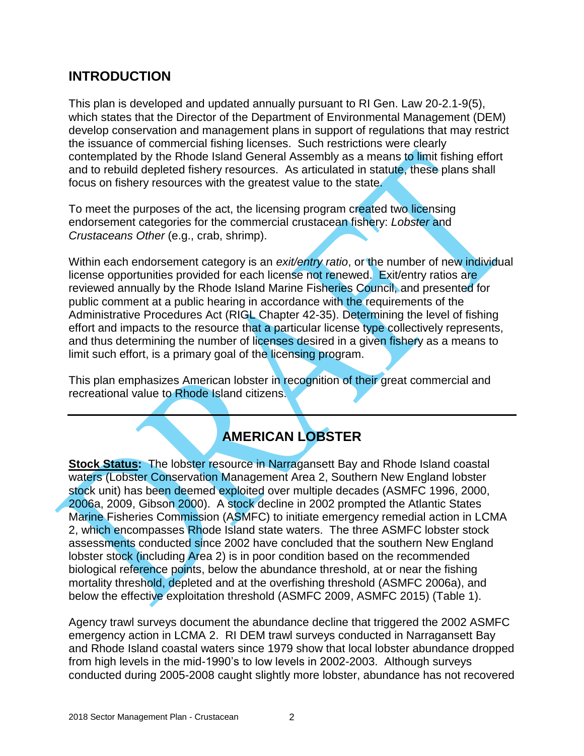## INTRODUCTION

This plan is developed and updated annually pursuant to RI Gen. Law 20-2.1-9(5), which states that the Director of the Department of Environmental Management (DEM) develop conservation and management plans in support of regulations that may restrict the issuance of commercial fishing licenses. Such restrictions were clearly contemplated by the Rhode Island General Assembly as a means to limit fishing effort and to rebuild depleted fishery resources. As articulated in statute, these plans shall focus on fishery resources with the greatest value to the state.

To meet the purposes of the act, the licensing program created two licensing endorsement categories for the commercial crustacean fishery: *Lobster* and *Crustaceans Other* (e.g., crab, shrimp).

Within each endorsement category is an *exit/entry ratio*, or the number of new individual license opportunities provided for each license not renewed. Exit/entry ratios are reviewed annually by the Rhode Island Marine Fisheries Council, and presented for public comment at a public hearing in accordance with the requirements of the Administrative Procedures Act (RIGL Chapter 42-35). Determining the level of fishing effort and impacts to the resource that a particular license type collectively represents, and thus determining the number of licenses desired in a given fishery as a means to limit such effort, is a primary goal of the licensing program.

This plan emphasizes American lobster in recognition of their great commercial and recreational value to Rhode Island citizens.

---

## AMERICAN LOBSTER

**Stock Status:** The lobster resource in Narragansett Bay and Rhode Island coastal waters (Lobster Conservation Management Area 2, Southern New England lobster stock unit) has been deemed exploited over multiple decades (ASMFC 1996, 2000, 2006a, 2009, Gibson 2000). A stock decline in 2002 prompted the Atlantic States Marine Fisheries Commission (ASMFC) to initiate emergency remedial action in LCMA 2, which encompasses Rhode Island state waters. The three ASMFC lobster stock assessments conducted since 2002 have concluded that the southern New England lobster stock (including Area 2) is in poor condition based on the recommended biological reference points, below the abundance threshold, at or near the fishing mortality threshold, depleted and at the overfishing threshold (ASMFC 2006a), and below the effective exploitation threshold (ASMFC 2009, ASMFC 2015) (Table 1).

Agency trawl surveys document the abundance decline that triggered the 2002 ASMFC emergency action in LCMA 2. RI DEM trawl surveys conducted in Narragansett Bay and Rhode Island coastal waters since 1979 show that local lobster abundance dropped from high levels in the mid-1990's to low levels in 2002-2003. Although surveys conducted during 2005-2008 caught slightly more lobster, abundance has not recovered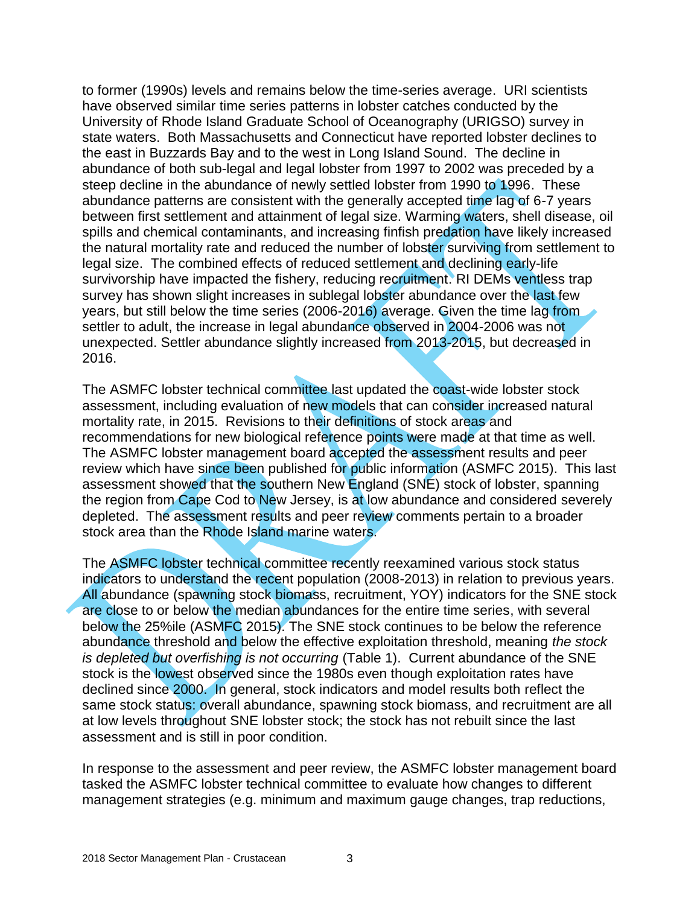to former (1990s) levels and remains below the time-series average. URI scientists have observed similar time series patterns in lobster catches conducted by the University of Rhode Island Graduate School of Oceanography (URIGSO) survey in state waters. Both Massachusetts and Connecticut have reported lobster declines to the east in Buzzards Bay and to the west in Long Island Sound. The decline in abundance of both sub-legal and legal lobster from 1997 to 2002 was preceded by a steep decline in the abundance of newly settled lobster from 1990 to 1996. These abundance patterns are consistent with the generally accepted time lag of 6-7 years between first settlement and attainment of legal size. Warming waters, shell disease, oil spills and chemical contaminants, and increasing finfish predation have likely increased the natural mortality rate and reduced the number of lobster surviving from settlement to legal size. The combined effects of reduced settlement and declining early-life survivorship have impacted the fishery, reducing recruitment. RI DEMs ventless trap survey has shown slight increases in sublegal lobster abundance over the last few years, but still below the time series (2006-2016) average. Given the time lag from settler to adult, the increase in legal abundance observed in 2004-2006 was not unexpected. Settler abundance slightly increased from 2013-2015, but decreased in 2016.

The ASMFC lobster technical committee last updated the coast-wide lobster stock assessment, including evaluation of new models that can consider increased natural mortality rate, in 2015. Revisions to their definitions of stock areas and recommendations for new biological reference points were made at that time as well. The ASMFC lobster management board accepted the assessment results and peer review which have since been published for public information (ASMFC 2015). This last assessment showed that the southern New England (SNE) stock of lobster, spanning the region from Cape Cod to New Jersey, is at low abundance and considered severely depleted. The assessment results and peer review comments pertain to a broader stock area than the Rhode Island marine waters.

The ASMFC lobster technical committee recently reexamined various stock status indicators to understand the recent population (2008-2013) in relation to previous years. All abundance (spawning stock biomass, recruitment, YOY) indicators for the SNE stock are close to or below the median abundances for the entire time series, with several below the 25%ile (ASMFC 2015). The SNE stock continues to be below the reference abundance threshold and below the effective exploitation threshold, meaning *the stock is depleted but overfishing is not occurring* (Table 1). Current abundance of the SNE stock is the lowest observed since the 1980s even though exploitation rates have declined since 2000. In general, stock indicators and model results both reflect the same stock status: overall abundance, spawning stock biomass, and recruitment are all at low levels throughout SNE lobster stock; the stock has not rebuilt since the last assessment and is still in poor condition.

In response to the assessment and peer review, the ASMFC lobster management board tasked the ASMFC lobster technical committee to evaluate how changes to different management strategies (e.g. minimum and maximum gauge changes, trap reductions,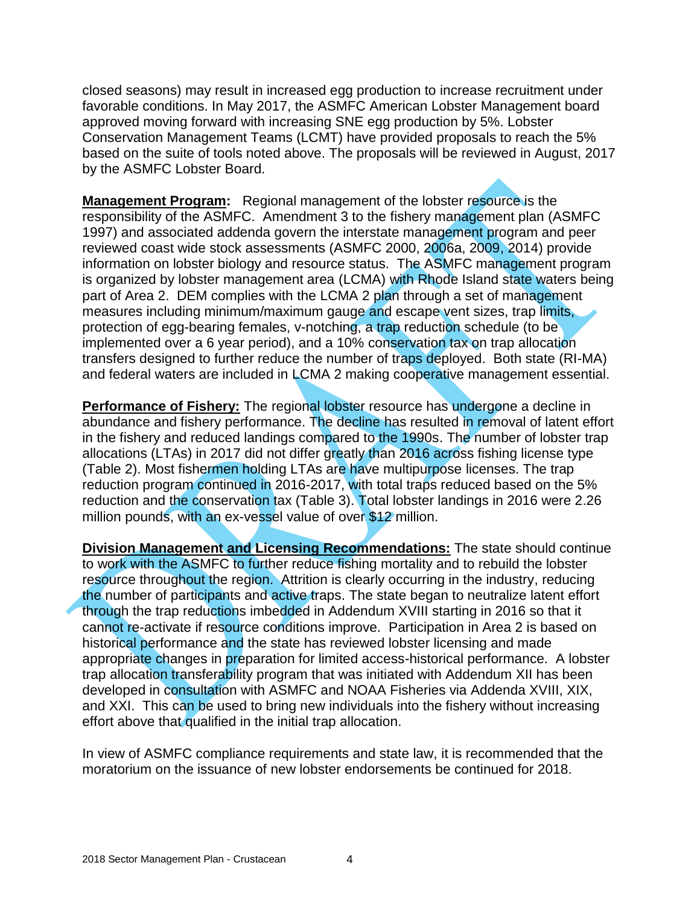closed seasons) may result in increased egg production to increase recruitment under favorable conditions. In May 2017, the ASMFC American Lobster Management board approved moving forward with increasing SNE egg production by 5%. Lobster Conservation Management Teams (LCMT) have provided proposals to reach the 5% based on the suite of tools noted above. The proposals will be reviewed in August, 2017 by the ASMFC Lobster Board.

**Management Program:** Regional management of the lobster resource is the responsibility of the ASMFC. Amendment 3 to the fishery management plan (ASMFC 1997) and associated addenda govern the interstate management program and peer reviewed coast wide stock assessments (ASMFC 2000, 2006a, 2009, 2014) provide information on lobster biology and resource status. The ASMFC management program is organized by lobster management area (LCMA) with Rhode Island state waters being part of Area 2. DEM complies with the LCMA 2 plan through a set of management measures including minimum/maximum gauge and escape vent sizes, trap limits, protection of egg-bearing females, v-notching, a trap reduction schedule (to be implemented over a 6 year period), and a 10% conservation tax on trap allocation transfers designed to further reduce the number of traps deployed. Both state (RI-MA) and federal waters are included in LCMA 2 making cooperative management essential.

**Performance of Fishery:** The regional lobster resource has undergone a decline in abundance and fishery performance. The decline has resulted in removal of latent effort in the fishery and reduced landings compared to the 1990s. The number of lobster trap allocations (LTAs) in 2017 did not differ greatly than 2016 across fishing license type (Table 2). Most fishermen holding LTAs are have multipurpose licenses. The trap reduction program continued in 2016-2017, with total traps reduced based on the 5% reduction and the conservation tax (Table 3). Total lobster landings in 2016 were 2.26 million pounds, with an ex-vessel value of over $12 million.

**Division Management and Licensing Recommendations:** The state should continue to work with the ASMFC to further reduce fishing mortality and to rebuild the lobster resource throughout the region. Attrition is clearly occurring in the industry, reducing the number of participants and active traps. The state began to neutralize latent effort through the trap reductions imbedded in Addendum XVIII starting in 2016 so that it cannot re-activate if resource conditions improve. Participation in Area 2 is based on historical performance and the state has reviewed lobster licensing and made appropriate changes in preparation for limited access-historical performance. A lobster trap allocation transferability program that was initiated with Addendum XII has been developed in consultation with ASMFC and NOAA Fisheries via Addenda XVIII, XIX, and XXI. This can be used to bring new individuals into the fishery without increasing effort above that qualified in the initial trap allocation.

In view of ASMFC compliance requirements and state law, it is recommended that the moratorium on the issuance of new lobster endorsements be continued for 2018.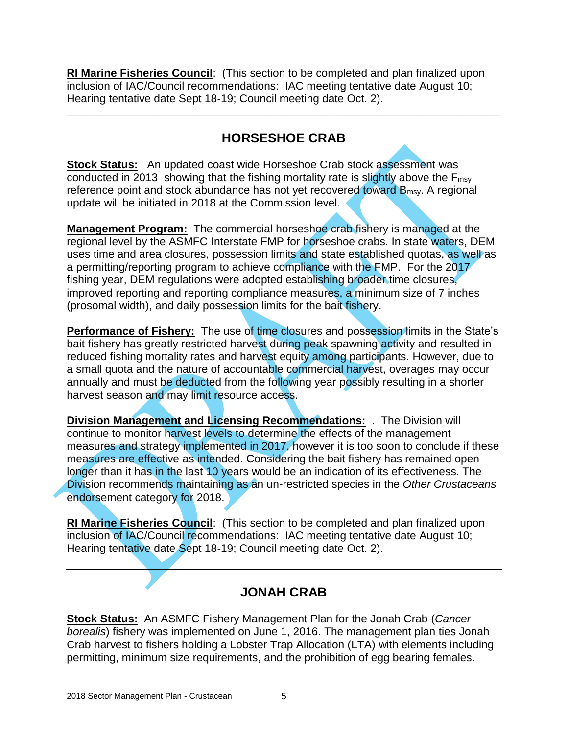**RI Marine Fisheries Council**: (This section to be completed and plan finalized upon inclusion of IAC/Council recommendations: IAC meeting tentative date August 10; Hearing tentative date Sept 18-19; Council meeting date Oct. 2).

---

## HORSESHOE CRAB

**Stock Status:** An updated coast wide Horseshoe Crab stock assessment was conducted in 2013 showing that the fishing mortality rate is slightly above the $F_{msy}$ reference point and stock abundance has not yet recovered toward $B_{msy}$. A regional update will be initiated in 2018 at the Commission level.

**Management Program:** The commercial horseshoe crab fishery is managed at the regional level by the ASMFC Interstate FMP for horseshoe crabs. In state waters, DEM uses time and area closures, possession limits and state established quotas, as well as a permitting/reporting program to achieve compliance with the FMP. For the 2017 fishing year, DEM regulations were adopted establishing broader time closures, improved reporting and reporting compliance measures, a minimum size of 7 inches (prosomal width), and daily possession limits for the bait fishery.

**Performance of Fishery:** The use of time closures and possession limits in the State's bait fishery has greatly restricted harvest during peak spawning activity and resulted in reduced fishing mortality rates and harvest equity among participants. However, due to a small quota and the nature of accountable commercial harvest, overages may occur annually and must be deducted from the following year possibly resulting in a shorter harvest season and may limit resource access.

**Division Management and Licensing Recommendations:** . The Division will continue to monitor harvest levels to determine the effects of the management measures and strategy implemented in 2017, however it is too soon to conclude if these measures are effective as intended. Considering the bait fishery has remained open longer than it has in the last 10 years would be an indication of its effectiveness. The Division recommends maintaining as an un-restricted species in the *Other Crustaceans* endorsement category for 2018.

**RI Marine Fisheries Council**: (This section to be completed and plan finalized upon inclusion of IAC/Council recommendations: IAC meeting tentative date August 10; Hearing tentative date Sept 18-19; Council meeting date Oct. 2).

---

## JONAH CRAB

**Stock Status:** An ASMFC Fishery Management Plan for the Jonah Crab (*Cancer borealis*) fishery was implemented on June 1, 2016. The management plan ties Jonah Crab harvest to fishers holding a Lobster Trap Allocation (LTA) with elements including permitting, minimum size requirements, and the prohibition of egg bearing females.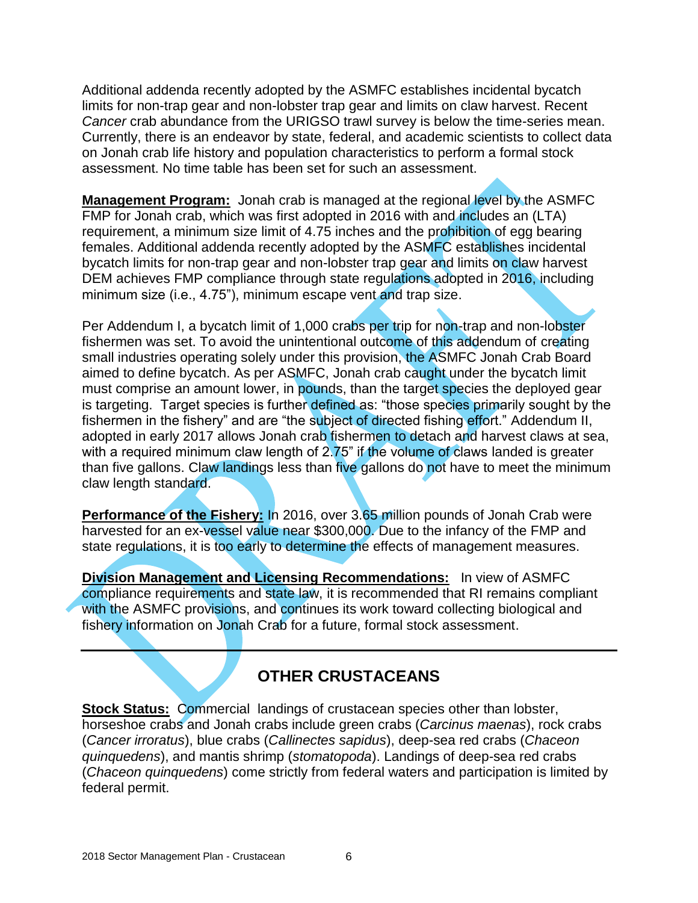Additional addenda recently adopted by the ASMFC establishes incidental bycatch limits for non-trap gear and non-lobster trap gear and limits on claw harvest. Recent *Cancer* crab abundance from the URIGSO trawl survey is below the time-series mean. Currently, there is an endeavor by state, federal, and academic scientists to collect data on Jonah crab life history and population characteristics to perform a formal stock assessment. No time table has been set for such an assessment.

**Management Program:** Jonah crab is managed at the regional level by the ASMFC FMP for Jonah crab, which was first adopted in 2016 with and includes an (LTA) requirement, a minimum size limit of 4.75 inches and the prohibition of egg bearing females. Additional addenda recently adopted by the ASMFC establishes incidental bycatch limits for non-trap gear and non-lobster trap gear and limits on claw harvest DEM achieves FMP compliance through state regulations adopted in 2016, including minimum size (i.e., 4.75"), minimum escape vent and trap size.

Per Addendum I, a bycatch limit of 1,000 crabs per trip for non-trap and non-lobster fishermen was set. To avoid the unintentional outcome of this addendum of creating small industries operating solely under this provision, the ASMFC Jonah Crab Board aimed to define bycatch. As per ASMFC, Jonah crab caught under the bycatch limit must comprise an amount lower, in pounds, than the target species the deployed gear is targeting. Target species is further defined as: "those species primarily sought by the fishermen in the fishery" and are "the subject of directed fishing effort." Addendum II, adopted in early 2017 allows Jonah crab fishermen to detach and harvest claws at sea, with a required minimum claw length of 2.75" if the volume of claws landed is greater than five gallons. Claw landings less than five gallons do not have to meet the minimum claw length standard.

**Performance of the Fishery:** In 2016, over 3.65 million pounds of Jonah Crab were harvested for an ex-vessel value near $300,000. Due to the infancy of the FMP and state regulations, it is too early to determine the effects of management measures.

**Division Management and Licensing Recommendations:** In view of ASMFC compliance requirements and state law, it is recommended that RI remains compliant with the ASMFC provisions, and continues its work toward collecting biological and fishery information on Jonah Crab for a future, formal stock assessment.

---

## OTHER CRUSTACEANS

**Stock Status:** Commercial landings of crustacean species other than lobster, horseshoe crabs and Jonah crabs include green crabs (*Carcinus maenas*), rock crabs (*Cancer irroratus*), blue crabs (*Callinectes sapidus*), deep-sea red crabs (*Chaceon quinquedens*), and mantis shrimp (*stomatopoda*). Landings of deep-sea red crabs (*Chaceon quinquedens*) come strictly from federal waters and participation is limited by federal permit.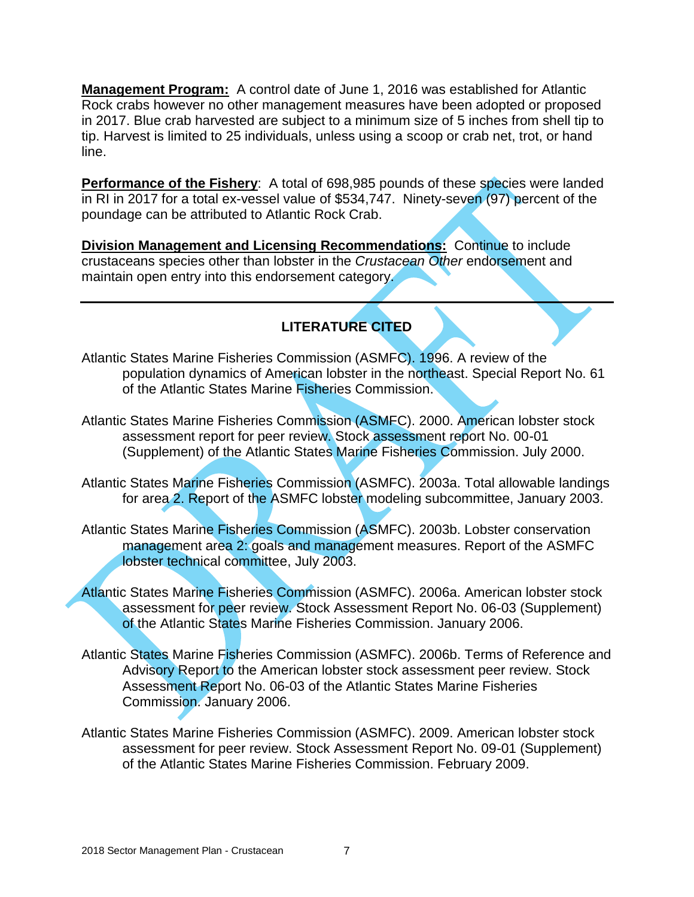**Management Program:** A control date of June 1, 2016 was established for Atlantic Rock crabs however no other management measures have been adopted or proposed in 2017. Blue crab harvested are subject to a minimum size of 5 inches from shell tip to tip. Harvest is limited to 25 individuals, unless using a scoop or crab net, trot, or hand line.

**Performance of the Fishery**: A total of 698,985 pounds of these species were landed in RI in 2017 for a total ex-vessel value of $534,747. Ninety-seven (97) percent of the poundage can be attributed to Atlantic Rock Crab.

**Division Management and Licensing Recommendations:** Continue to include crustaceans species other than lobster in the *Crustacean Other* endorsement and maintain open entry into this endorsement category.

---

## LITERATURE CITED

Atlantic States Marine Fisheries Commission (ASMFC). 1996. A review of the population dynamics of American lobster in the northeast. Special Report No. 61 of the Atlantic States Marine Fisheries Commission.

Atlantic States Marine Fisheries Commission (ASMFC). 2000. American lobster stock assessment report for peer review. Stock assessment report No. 00-01 (Supplement) of the Atlantic States Marine Fisheries Commission. July 2000.

Atlantic States Marine Fisheries Commission (ASMFC). 2003a. Total allowable landings for area 2. Report of the ASMFC lobster modeling subcommittee, January 2003.

Atlantic States Marine Fisheries Commission (ASMFC). 2003b. Lobster conservation management area 2: goals and management measures. Report of the ASMFC lobster technical committee, July 2003.

Atlantic States Marine Fisheries Commission (ASMFC). 2006a. American lobster stock assessment for peer review. Stock Assessment Report No. 06-03 (Supplement) of the Atlantic States Marine Fisheries Commission. January 2006.

Atlantic States Marine Fisheries Commission (ASMFC). 2006b. Terms of Reference and Advisory Report to the American lobster stock assessment peer review. Stock Assessment Report No. 06-03 of the Atlantic States Marine Fisheries Commission. January 2006.

Atlantic States Marine Fisheries Commission (ASMFC). 2009. American lobster stock assessment for peer review. Stock Assessment Report No. 09-01 (Supplement) of the Atlantic States Marine Fisheries Commission. February 2009.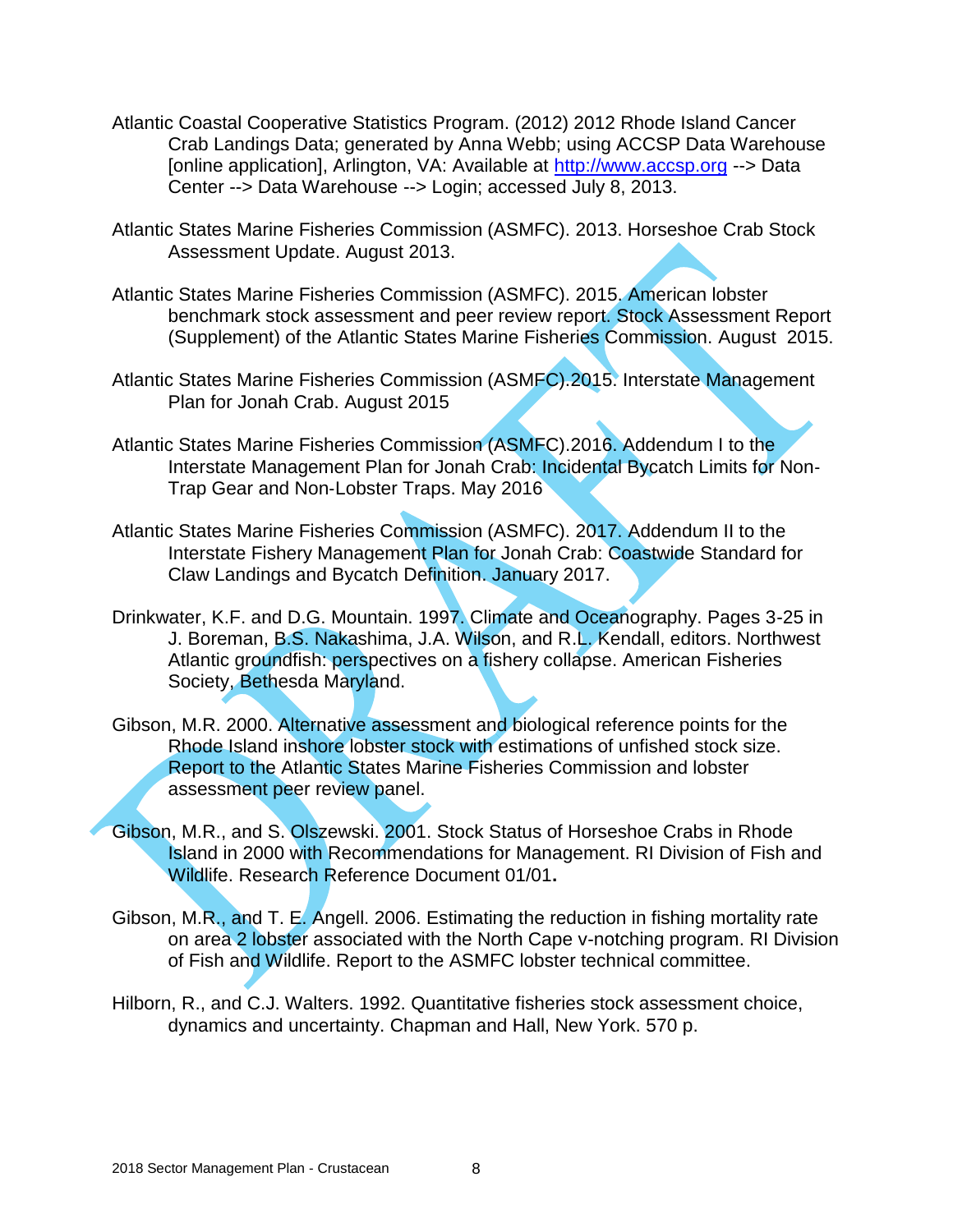Atlantic Coastal Cooperative Statistics Program. (2012) 2012 Rhode Island Cancer Crab Landings Data; generated by Anna Webb; using ACCSP Data Warehouse [online application], Arlington, VA: Available at http://www.accsp.org --> Data Center --> Data Warehouse --> Login; accessed July 8, 2013.

Atlantic States Marine Fisheries Commission (ASMFC). 2013. Horseshoe Crab Stock Assessment Update. August 2013.

Atlantic States Marine Fisheries Commission (ASMFC). 2015. American lobster benchmark stock assessment and peer review report. Stock Assessment Report (Supplement) of the Atlantic States Marine Fisheries Commission. August 2015.

Atlantic States Marine Fisheries Commission (ASMFC).2015. Interstate Management Plan for Jonah Crab. August 2015

Atlantic States Marine Fisheries Commission (ASMFC).2016. Addendum I to the Interstate Management Plan for Jonah Crab: Incidental Bycatch Limits for Non-Trap Gear and Non-Lobster Traps. May 2016

Atlantic States Marine Fisheries Commission (ASMFC). 2017. Addendum II to the Interstate Fishery Management Plan for Jonah Crab: Coastwide Standard for Claw Landings and Bycatch Definition. January 2017.

Drinkwater, K.F. and D.G. Mountain. 1997. Climate and Oceanography. Pages 3-25 in J. Boreman, B.S. Nakashima, J.A. Wilson, and R.L. Kendall, editors. Northwest Atlantic groundfish: perspectives on a fishery collapse. American Fisheries Society, Bethesda Maryland.

Gibson, M.R. 2000. Alternative assessment and biological reference points for the Rhode Island inshore lobster stock with estimations of unfished stock size. Report to the Atlantic States Marine Fisheries Commission and lobster assessment peer review panel.

Gibson, M.R., and S. Olszewski. 2001. Stock Status of Horseshoe Crabs in Rhode Island in 2000 with Recommendations for Management. RI Division of Fish and Wildlife. Research Reference Document 01/01**.**

Gibson, M.R., and T. E. Angell. 2006. Estimating the reduction in fishing mortality rate on area 2 lobster associated with the North Cape v-notching program. RI Division of Fish and Wildlife. Report to the ASMFC lobster technical committee.

Hilborn, R., and C.J. Walters. 1992. Quantitative fisheries stock assessment choice, dynamics and uncertainty. Chapman and Hall, New York. 570 p.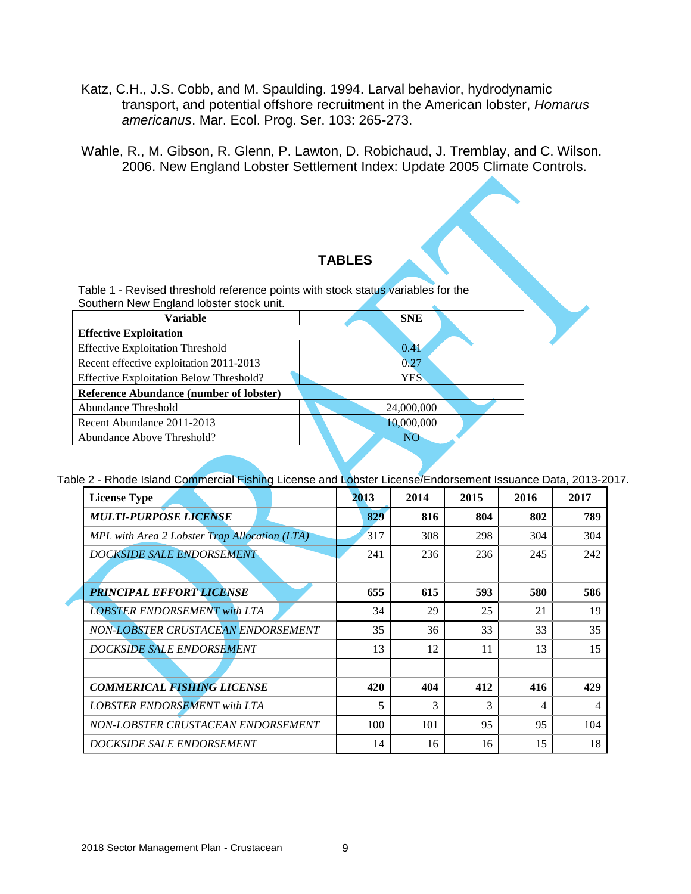Katz, C.H., J.S. Cobb, and M. Spaulding. 1994. Larval behavior, hydrodynamic transport, and potential offshore recruitment in the American lobster, *Homarus americanus*. Mar. Ecol. Prog. Ser. 103: 265-273.

Wahle, R., M. Gibson, R. Glenn, P. Lawton, D. Robichaud, J. Tremblay, and C. Wilson. 2006. New England Lobster Settlement Index: Update 2005 Climate Controls.

## TABLES

Table 1 - Revised threshold reference points with stock status variables for the Southern New England lobster stock unit.

| Variable | SNE |
|---|---|
| **Effective Exploitation** | |
| Effective Exploitation Threshold | 0.41 |
| Recent effective exploitation 2011-2013 | 0.27 |
| Effective Exploitation Below Threshold? | YES |
| **Reference Abundance (number of lobster)** | |
| Abundance Threshold | 24,000,000 |
| Recent Abundance 2011-2013 | 10,000,000 |
| Abundance Above Threshold? | NO |

Table 2 - Rhode Island Commercial Fishing License and Lobster License/Endorsement Issuance Data, 2013-2017.

| License Type | 2013 | 2014 | 2015 | 2016 | 2017 |
|---|---|---|---|---|---|
| ***MULTI-PURPOSE LICENSE*** | **829** | **816** | **804** | **802** | **789** |
| *MPL with Area 2 Lobster Trap Allocation (LTA)* | 317 | 308 | 298 | 304 | 304 |
| *DOCKSIDE SALE ENDORSEMENT* | 241 | 236 | 236 | 245 | 242 |
| | | | | | |
| ***PRINCIPAL EFFORT LICENSE*** | **655** | **615** | **593** | **580** | **586** |
| *LOBSTER ENDORSEMENT with LTA* | 34 | 29 | 25 | 21 | 19 |
| *NON-LOBSTER CRUSTACEAN ENDORSEMENT* | 35 | 36 | 33 | 33 | 35 |
| *DOCKSIDE SALE ENDORSEMENT* | 13 | 12 | 11 | 13 | 15 |
| | | | | | |
| ***COMMERICAL FISHING LICENSE*** | **420** | **404** | **412** | **416** | **429** |
| *LOBSTER ENDORSEMENT with LTA* | 5 | 3 | 3 | 4 | 4 |
| *NON-LOBSTER CRUSTACEAN ENDORSEMENT* | 100 | 101 | 95 | 95 | 104 |
| *DOCKSIDE SALE ENDORSEMENT* | 14 | 16 | 16 | 15 | 18 |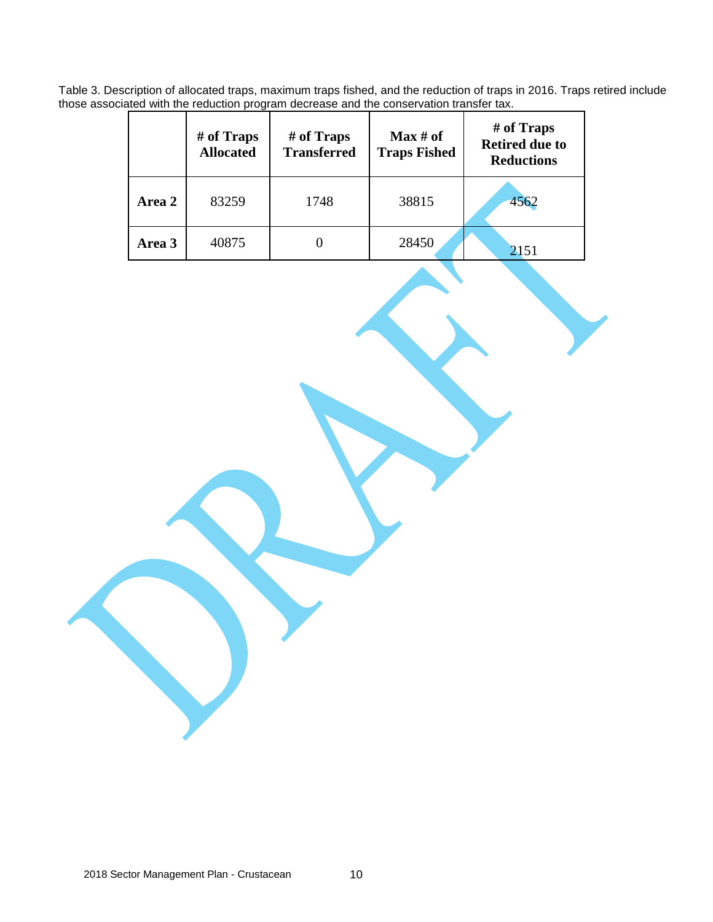Table 3. Description of allocated traps, maximum traps fished, and the reduction of traps in 2016. Traps retired include those associated with the reduction program decrease and the conservation transfer tax.

| | # of Traps Allocated | # of Traps Transferred | Max # of Traps Fished | # of Traps Retired due to Reductions |
|---|---|---|---|---|
| **Area 2** | 83259 | 1748 | 38815 | 4562 |
| **Area 3** | 40875 | 0 | 28450 | 2151 |